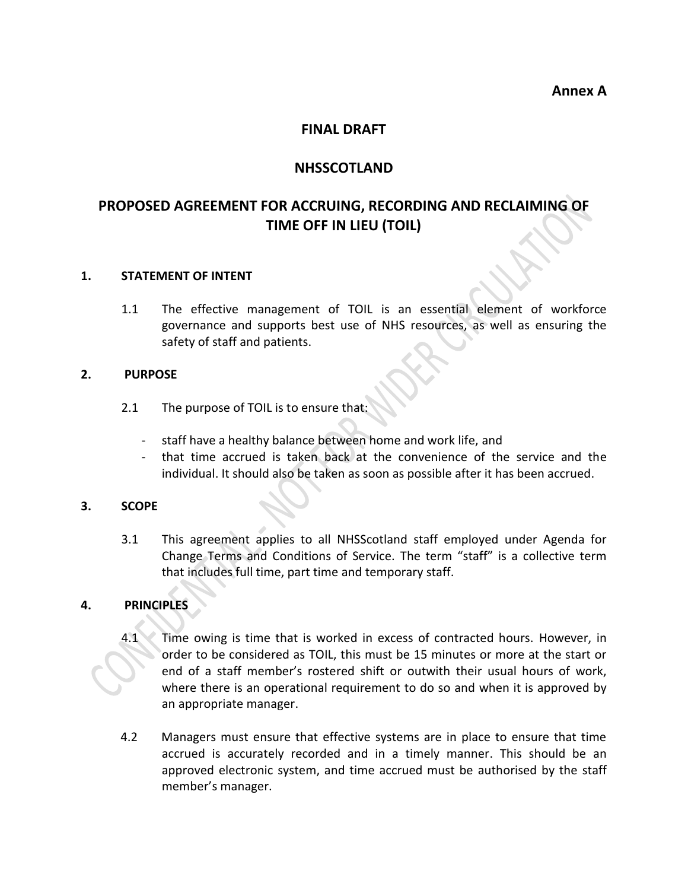**Annex A**

**FINAL DRAFT**

**NHSSCOTLAND**

# PROPOSED AGREEMENT FOR ACCRUING, RECORDING AND RECLAIMING OF TIME OFF IN LIEU (TOIL)

## 1. STATEMENT OF INTENT

1.1 The effective management of TOIL is an essential element of workforce governance and supports best use of NHS resources, as well as ensuring the safety of staff and patients.

## 2. PURPOSE

2.1 The purpose of TOIL is to ensure that:

- staff have a healthy balance between home and work life, and
- that time accrued is taken back at the convenience of the service and the individual. It should also be taken as soon as possible after it has been accrued.

## 3. SCOPE

3.1 This agreement applies to all NHSScotland staff employed under Agenda for Change Terms and Conditions of Service. The term "staff" is a collective term that includes full time, part time and temporary staff.

## 4. PRINCIPLES

4.1 Time owing is time that is worked in excess of contracted hours. However, in order to be considered as TOIL, this must be 15 minutes or more at the start or end of a staff member's rostered shift or outwith their usual hours of work, where there is an operational requirement to do so and when it is approved by an appropriate manager.

4.2 Managers must ensure that effective systems are in place to ensure that time accrued is accurately recorded and in a timely manner. This should be an approved electronic system, and time accrued must be authorised by the staff member's manager.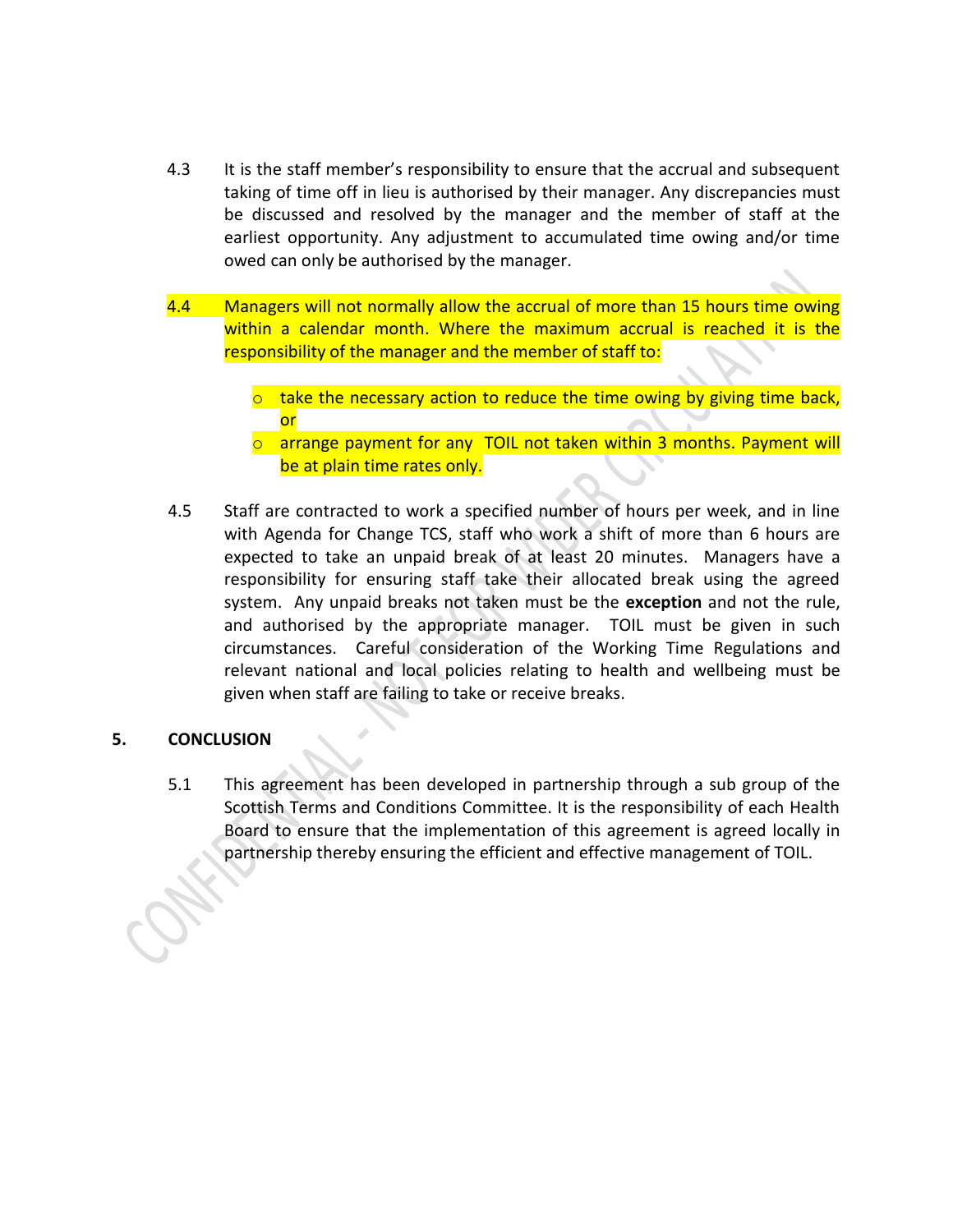4.3 It is the staff member's responsibility to ensure that the accrual and subsequent taking of time off in lieu is authorised by their manager. Any discrepancies must be discussed and resolved by the manager and the member of staff at the earliest opportunity. Any adjustment to accumulated time owing and/or time owed can only be authorised by the manager.

4.4 Managers will not normally allow the accrual of more than 15 hours time owing within a calendar month. Where the maximum accrual is reached it is the responsibility of the manager and the member of staff to:

- take the necessary action to reduce the time owing by giving time back, or
- arrange payment for any TOIL not taken within 3 months. Payment will be at plain time rates only.

4.5 Staff are contracted to work a specified number of hours per week, and in line with Agenda for Change TCS, staff who work a shift of more than 6 hours are expected to take an unpaid break of at least 20 minutes. Managers have a responsibility for ensuring staff take their allocated break using the agreed system. Any unpaid breaks not taken must be the **exception** and not the rule, and authorised by the appropriate manager. TOIL must be given in such circumstances. Careful consideration of the Working Time Regulations and relevant national and local policies relating to health and wellbeing must be given when staff are failing to take or receive breaks.

## 5. CONCLUSION

5.1 This agreement has been developed in partnership through a sub group of the Scottish Terms and Conditions Committee. It is the responsibility of each Health Board to ensure that the implementation of this agreement is agreed locally in partnership thereby ensuring the efficient and effective management of TOIL.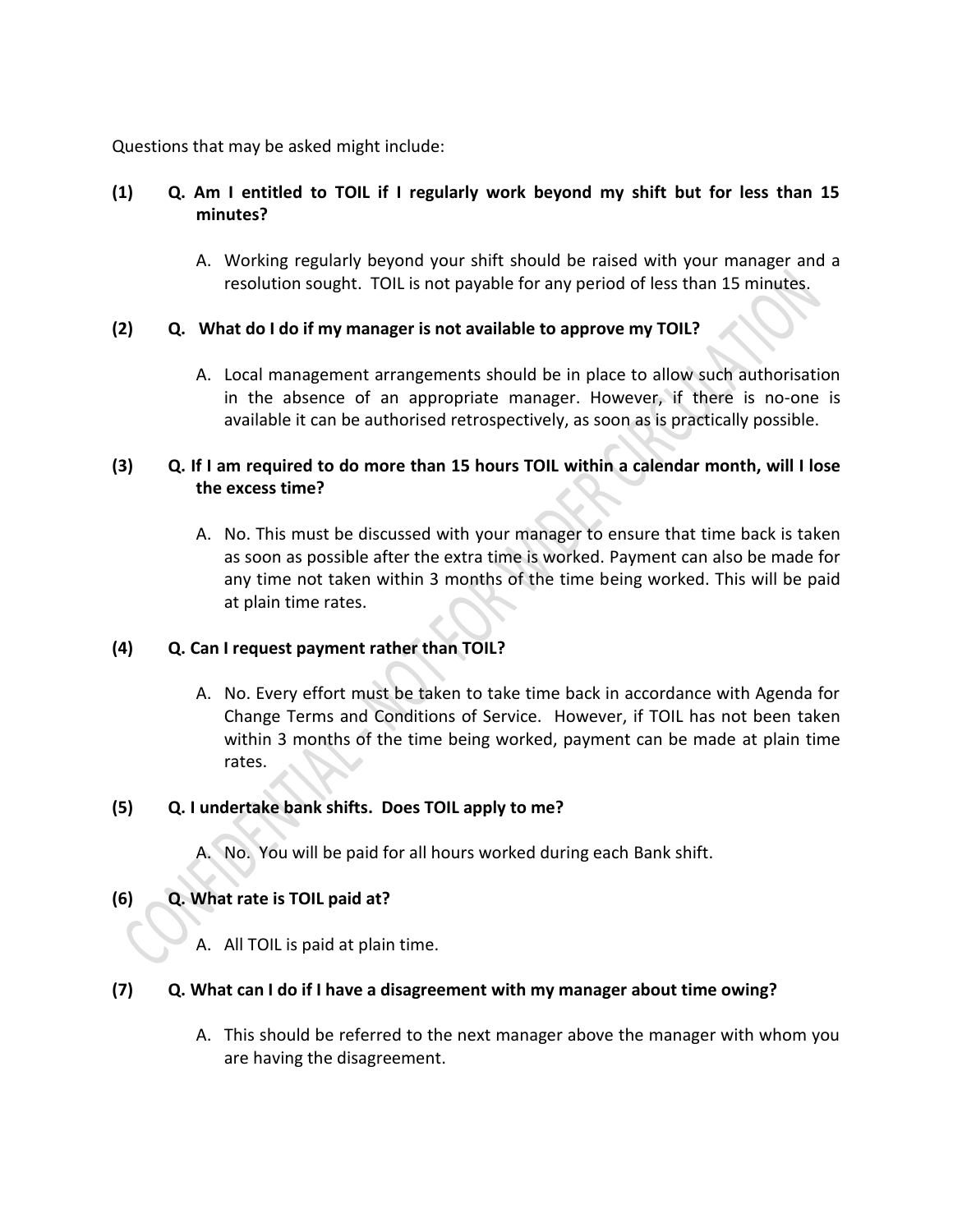Questions that may be asked might include:

**(1) Q. Am I entitled to TOIL if I regularly work beyond my shift but for less than 15 minutes?**

A. Working regularly beyond your shift should be raised with your manager and a resolution sought. TOIL is not payable for any period of less than 15 minutes.

**(2) Q. What do I do if my manager is not available to approve my TOIL?**

A. Local management arrangements should be in place to allow such authorisation in the absence of an appropriate manager. However, if there is no-one is available it can be authorised retrospectively, as soon as is practically possible.

**(3) Q. If I am required to do more than 15 hours TOIL within a calendar month, will I lose the excess time?**

A. No. This must be discussed with your manager to ensure that time back is taken as soon as possible after the extra time is worked. Payment can also be made for any time not taken within 3 months of the time being worked. This will be paid at plain time rates.

**(4) Q. Can I request payment rather than TOIL?**

A. No. Every effort must be taken to take time back in accordance with Agenda for Change Terms and Conditions of Service. However, if TOIL has not been taken within 3 months of the time being worked, payment can be made at plain time rates.

**(5) Q. I undertake bank shifts. Does TOIL apply to me?**

A. No. You will be paid for all hours worked during each Bank shift.

**(6) Q. What rate is TOIL paid at?**

A. All TOIL is paid at plain time.

**(7) Q. What can I do if I have a disagreement with my manager about time owing?**

A. This should be referred to the next manager above the manager with whom you are having the disagreement.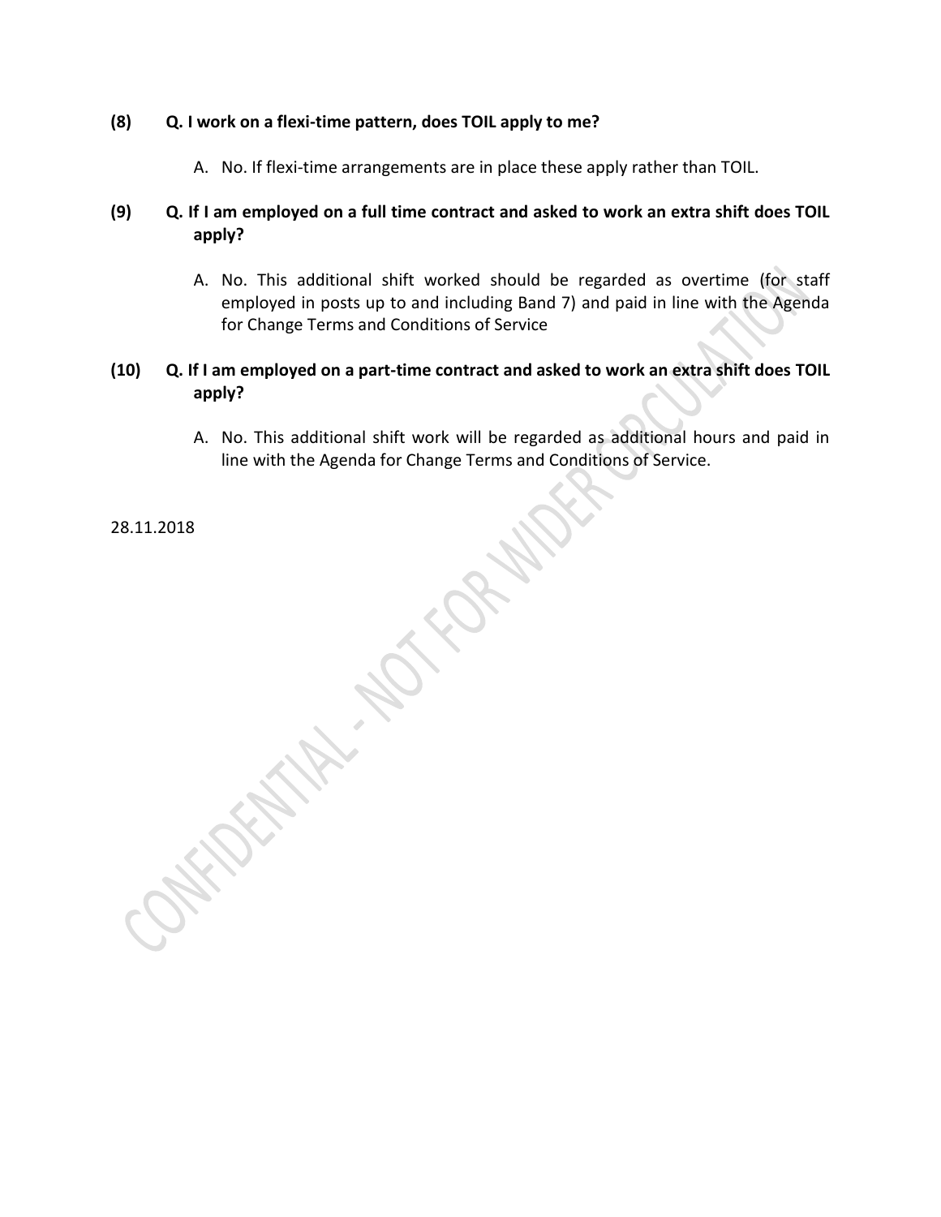**(8) Q. I work on a flexi-time pattern, does TOIL apply to me?**

A. No. If flexi-time arrangements are in place these apply rather than TOIL.

**(9) Q. If I am employed on a full time contract and asked to work an extra shift does TOIL apply?**

A. No. This additional shift worked should be regarded as overtime (for staff employed in posts up to and including Band 7) and paid in line with the Agenda for Change Terms and Conditions of Service

**(10) Q. If I am employed on a part-time contract and asked to work an extra shift does TOIL apply?**

A. No. This additional shift work will be regarded as additional hours and paid in line with the Agenda for Change Terms and Conditions of Service.

28.11.2018

CONFIDENTIAL - NOT FOR WIDER CIRCULATION